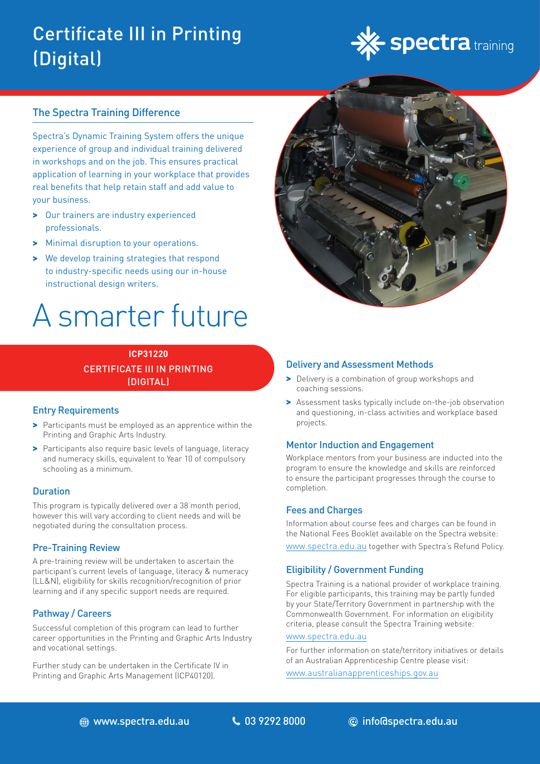# Certificate III in Printing (Digital)

spectra training

## The Spectra Training Difference

Spectra's Dynamic Training System offers the unique experience of group and individual training delivered in workshops and on the job. This ensures practical application of learning in your workplace that provides real benefits that help retain staff and add value to your business.

- Our trainers are industry experienced professionals.
- Minimal disruption to your operations.
- We develop training strategies that respond to industry-specific needs using our in-house instructional design writers.

# A smarter future

**ICP31220**
CERTIFICATE III IN PRINTING (DIGITAL)

### Entry Requirements

- Participants must be employed as an apprentice within the Printing and Graphic Arts Industry.
- Participants also require basic levels of language, literacy and numeracy skills, equivalent to Year 10 of compulsory schooling as a minimum.

### Duration

This program is typically delivered over a 38 month period, however this will vary according to client needs and will be negotiated during the consultation process.

### Pre-Training Review

A pre-training review will be undertaken to ascertain the participant's current levels of language, literacy & numeracy (LL&N), eligibility for skills recognition/recognition of prior learning and if any specific support needs are required.

### Pathway / Careers

Successful completion of this program can lead to further career opportunities in the Printing and Graphic Arts Industry and vocational settings.

Further study can be undertaken in the Certificate IV in Printing and Graphic Arts Management (ICP40120).

### Delivery and Assessment Methods

- Delivery is a combination of group workshops and coaching sessions.
- Assessment tasks typically include on-the-job observation and questioning, in-class activities and workplace based projects.

### Mentor Induction and Engagement

Workplace mentors from your business are inducted into the program to ensure the knowledge and skills are reinforced to ensure the participant progresses through the course to completion.

### Fees and Charges

Information about course fees and charges can be found in the National Fees Booklet available on the Spectra website: www.spectra.edu.au together with Spectra's Refund Policy.

### Eligibility / Government Funding

Spectra Training is a national provider of workplace training. For eligible participants, this training may be partly funded by your State/Territory Government in partnership with the Commonwealth Government. For information on eligibility criteria, please consult the Spectra Training website: www.spectra.edu.au

For further information on state/territory initiatives or details of an Australian Apprenticeship Centre please visit: www.australianapprenticeships.gov.au

www.spectra.edu.au | 03 9292 8000 | info@spectra.edu.au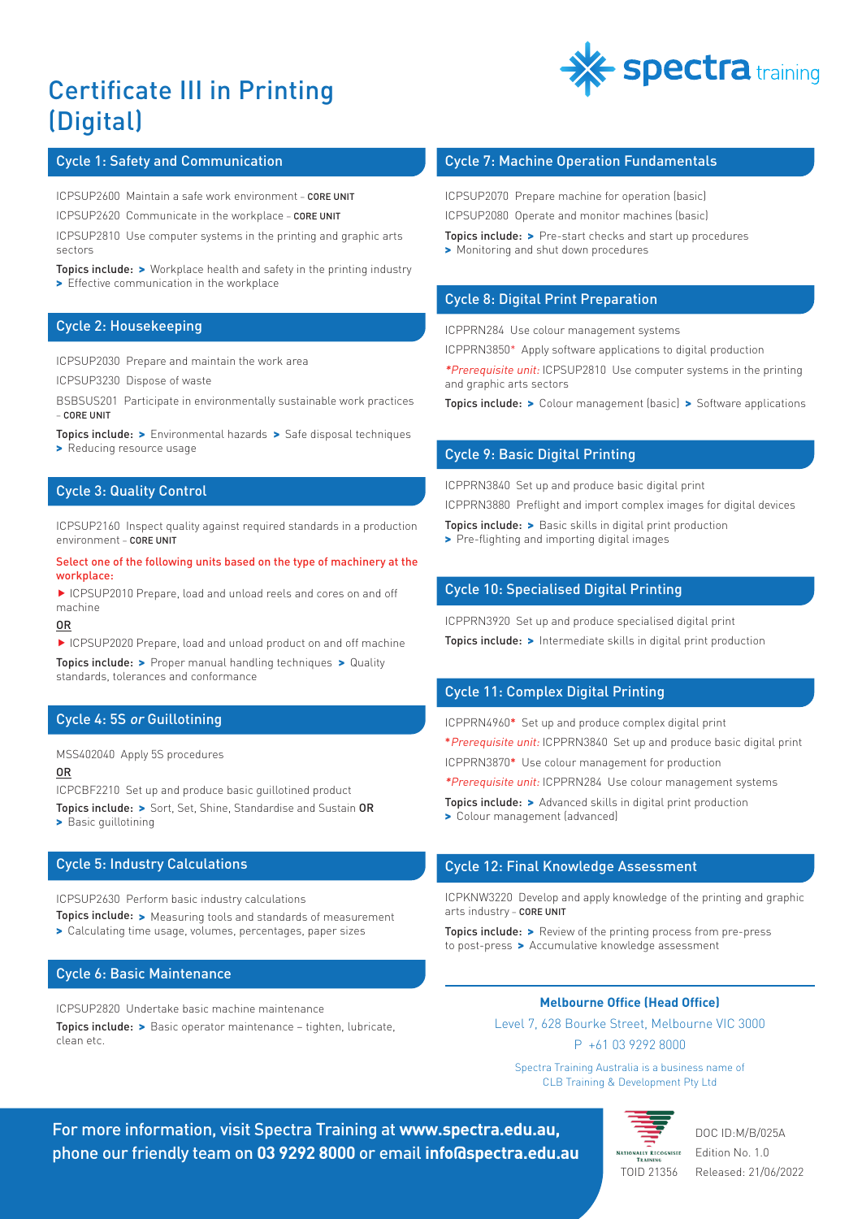# Certificate III in Printing (Digital)

spectra training

## Cycle 1: Safety and Communication

ICPSUP2600 Maintain a safe work environment – **CORE UNIT**

ICPSUP2620 Communicate in the workplace – **CORE UNIT**

ICPSUP2810 Use computer systems in the printing and graphic arts sectors

**Topics include:** > Workplace health and safety in the printing industry > Effective communication in the workplace

## Cycle 2: Housekeeping

ICPSUP2030 Prepare and maintain the work area

ICPSUP3230 Dispose of waste

BSBSUS201 Participate in environmentally sustainable work practices – **CORE UNIT**

**Topics include:** > Environmental hazards > Safe disposal techniques > Reducing resource usage

## Cycle 3: Quality Control

ICPSUP2160 Inspect quality against required standards in a production environment – **CORE UNIT**

Select one of the following units based on the type of machinery at the workplace:

- ICPSUP2010 Prepare, load and unload reels and cores on and off machine

OR

- ICPSUP2020 Prepare, load and unload product on and off machine

**Topics include:** > Proper manual handling techniques > Quality standards, tolerances and conformance

## Cycle 4: 5S *or* Guillotining

MSS402040 Apply 5S procedures

OR

ICPCBF2210 Set up and produce basic guillotined product

**Topics include:** > Sort, Set, Shine, Standardise and Sustain **OR** > Basic guillotining

## Cycle 5: Industry Calculations

ICPSUP2630 Perform basic industry calculations

**Topics include:** > Measuring tools and standards of measurement > Calculating time usage, volumes, percentages, paper sizes

## Cycle 6: Basic Maintenance

ICPSUP2820 Undertake basic machine maintenance

**Topics include:** > Basic operator maintenance – tighten, lubricate, clean etc.

## Cycle 7: Machine Operation Fundamentals

ICPSUP2070 Prepare machine for operation (basic)

ICPSUP2080 Operate and monitor machines (basic)

**Topics include:** > Pre-start checks and start up procedures > Monitoring and shut down procedures

## Cycle 8: Digital Print Preparation

ICPPRN284 Use colour management systems

ICPPRN3850* Apply software applications to digital production

*\*Prerequisite unit:* ICPSUP2810 Use computer systems in the printing and graphic arts sectors

**Topics include:** > Colour management (basic) > Software applications

## Cycle 9: Basic Digital Printing

ICPPRN3840 Set up and produce basic digital print

ICPPRN3880 Preflight and import complex images for digital devices

**Topics include:** > Basic skills in digital print production > Pre-flighting and importing digital images

## Cycle 10: Specialised Digital Printing

ICPPRN3920 Set up and produce specialised digital print

**Topics include:** > Intermediate skills in digital print production

## Cycle 11: Complex Digital Printing

ICPPRN4960* Set up and produce complex digital print

*\*Prerequisite unit:* ICPPRN3840 Set up and produce basic digital print

ICPPRN3870* Use colour management for production

*\*Prerequisite unit:* ICPPRN284 Use colour management systems

**Topics include:** > Advanced skills in digital print production > Colour management (advanced)

## Cycle 12: Final Knowledge Assessment

ICPKNW3220 Develop and apply knowledge of the printing and graphic arts industry – **CORE UNIT**

**Topics include:** > Review of the printing process from pre-press to post-press > Accumulative knowledge assessment

**Melbourne Office (Head Office)**

Level 7, 628 Bourke Street, Melbourne VIC 3000

P +61 03 9292 8000

Spectra Training Australia is a business name of CLB Training & Development Pty Ltd

For more information, visit Spectra Training at **www.spectra.edu.au**, phone our friendly team on **03 9292 8000** or email **info@spectra.edu.au**

Nationally Recognised Training

TOID 21356

DOC ID:M/B/025A

Edition No. 1.0

Released: 21/06/2022